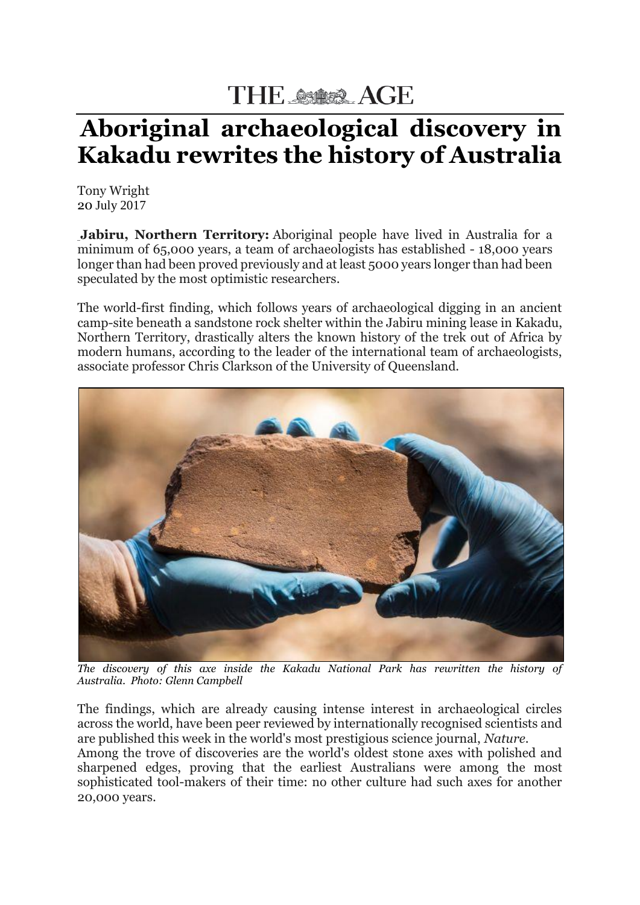THE AGE

# Aboriginal archaeological discovery in Kakadu rewrites the history of Australia

Tony Wright
20 July 2017

**Jabiru, Northern Territory:** Aboriginal people have lived in Australia for a minimum of 65,000 years, a team of archaeologists has established - 18,000 years longer than had been proved previously and at least 5000 years longer than had been speculated by the most optimistic researchers.

The world-first finding, which follows years of archaeological digging in an ancient camp-site beneath a sandstone rock shelter within the Jabiru mining lease in Kakadu, Northern Territory, drastically alters the known history of the trek out of Africa by modern humans, according to the leader of the international team of archaeologists, associate professor Chris Clarkson of the University of Queensland.

*The discovery of this axe inside the Kakadu National Park has rewritten the history of Australia. Photo: Glenn Campbell*

The findings, which are already causing intense interest in archaeological circles across the world, have been peer reviewed by internationally recognised scientists and are published this week in the world's most prestigious science journal, *Nature*.

Among the trove of discoveries are the world's oldest stone axes with polished and sharpened edges, proving that the earliest Australians were among the most sophisticated tool-makers of their time: no other culture had such axes for another 20,000 years.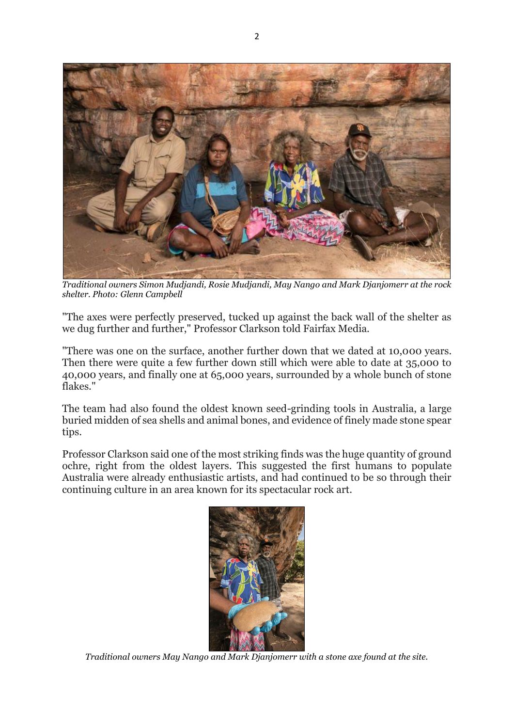*Traditional owners Simon Mudjandi, Rosie Mudjandi, May Nango and Mark Djanjomerr at the rock shelter. Photo: Glenn Campbell*

"The axes were perfectly preserved, tucked up against the back wall of the shelter as we dug further and further," Professor Clarkson told Fairfax Media.

"There was one on the surface, another further down that we dated at 10,000 years. Then there were quite a few further down still which were able to date at 35,000 to 40,000 years, and finally one at 65,000 years, surrounded by a whole bunch of stone flakes."

The team had also found the oldest known seed-grinding tools in Australia, a large buried midden of sea shells and animal bones, and evidence of finely made stone spear tips.

Professor Clarkson said one of the most striking finds was the huge quantity of ground ochre, right from the oldest layers. This suggested the first humans to populate Australia were already enthusiastic artists, and had continued to be so through their continuing culture in an area known for its spectacular rock art.

*Traditional owners May Nango and Mark Djanjomerr with a stone axe found at the site.*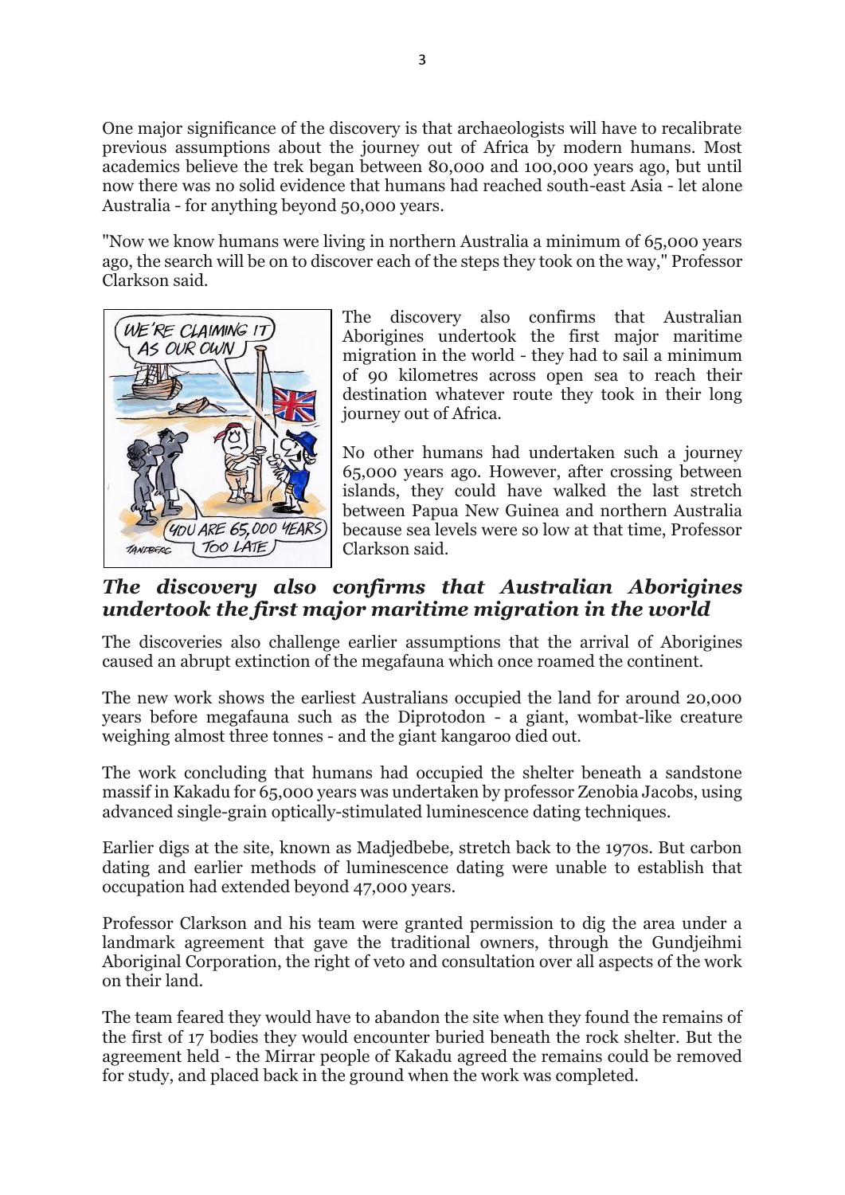One major significance of the discovery is that archaeologists will have to recalibrate previous assumptions about the journey out of Africa by modern humans. Most academics believe the trek began between 80,000 and 100,000 years ago, but until now there was no solid evidence that humans had reached south-east Asia - let alone Australia - for anything beyond 50,000 years.

"Now we know humans were living in northern Australia a minimum of 65,000 years ago, the search will be on to discover each of the steps they took on the way," Professor Clarkson said.

The discovery also confirms that Australian Aborigines undertook the first major maritime migration in the world - they had to sail a minimum of 90 kilometres across open sea to reach their destination whatever route they took in their long journey out of Africa.

No other humans had undertaken such a journey 65,000 years ago. However, after crossing between islands, they could have walked the last stretch between Papua New Guinea and northern Australia because sea levels were so low at that time, Professor Clarkson said.

### *The discovery also confirms that Australian Aborigines undertook the first major maritime migration in the world*

The discoveries also challenge earlier assumptions that the arrival of Aborigines caused an abrupt extinction of the megafauna which once roamed the continent.

The new work shows the earliest Australians occupied the land for around 20,000 years before megafauna such as the Diprotodon - a giant, wombat-like creature weighing almost three tonnes - and the giant kangaroo died out.

The work concluding that humans had occupied the shelter beneath a sandstone massif in Kakadu for 65,000 years was undertaken by professor Zenobia Jacobs, using advanced single-grain optically-stimulated luminescence dating techniques.

Earlier digs at the site, known as Madjedbebe, stretch back to the 1970s. But carbon dating and earlier methods of luminescence dating were unable to establish that occupation had extended beyond 47,000 years.

Professor Clarkson and his team were granted permission to dig the area under a landmark agreement that gave the traditional owners, through the Gundjeihmi Aboriginal Corporation, the right of veto and consultation over all aspects of the work on their land.

The team feared they would have to abandon the site when they found the remains of the first of 17 bodies they would encounter buried beneath the rock shelter. But the agreement held - the Mirrar people of Kakadu agreed the remains could be removed for study, and placed back in the ground when the work was completed.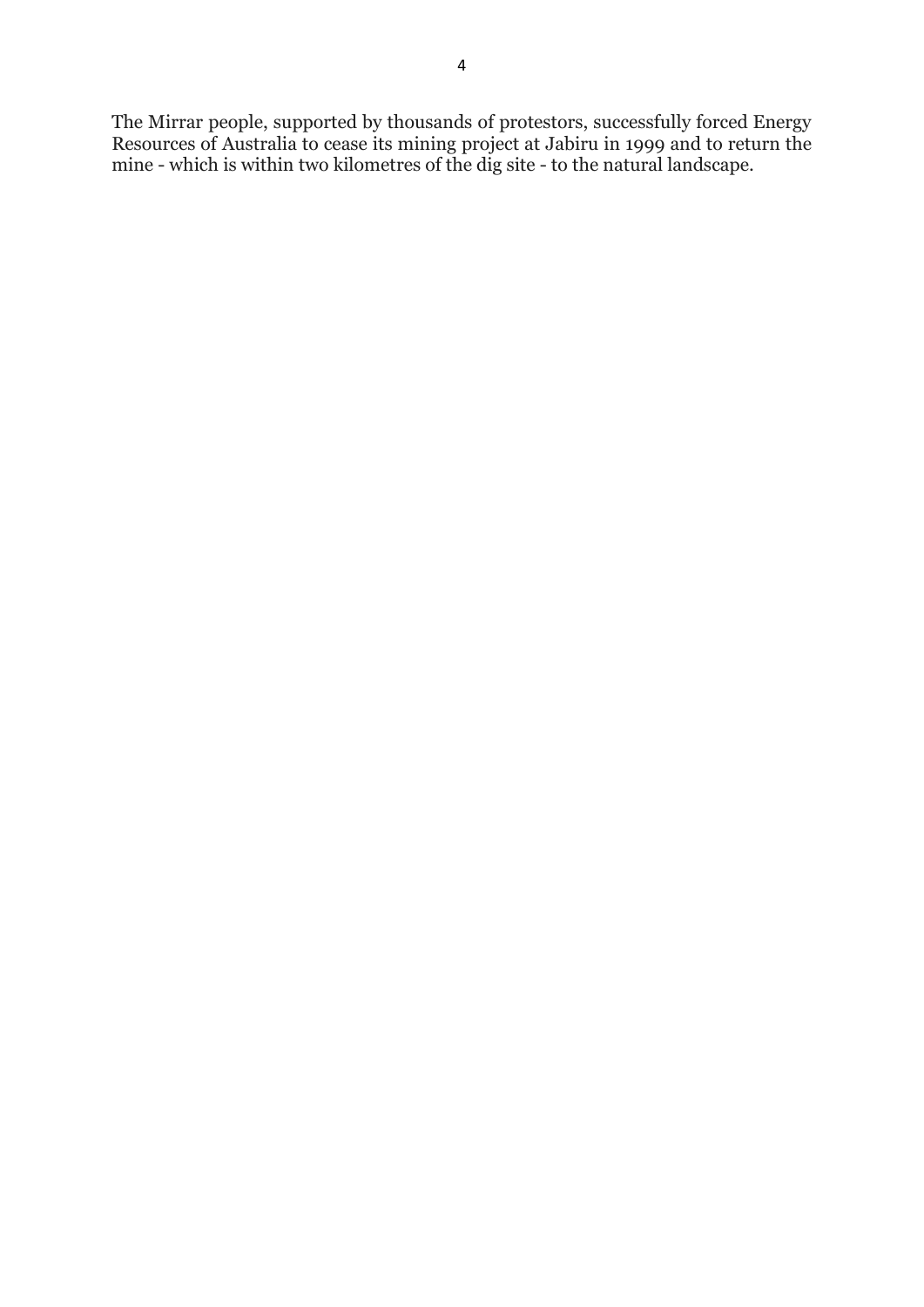The Mirrar people, supported by thousands of protestors, successfully forced Energy Resources of Australia to cease its mining project at Jabiru in 1999 and to return the mine - which is within two kilometres of the dig site - to the natural landscape.